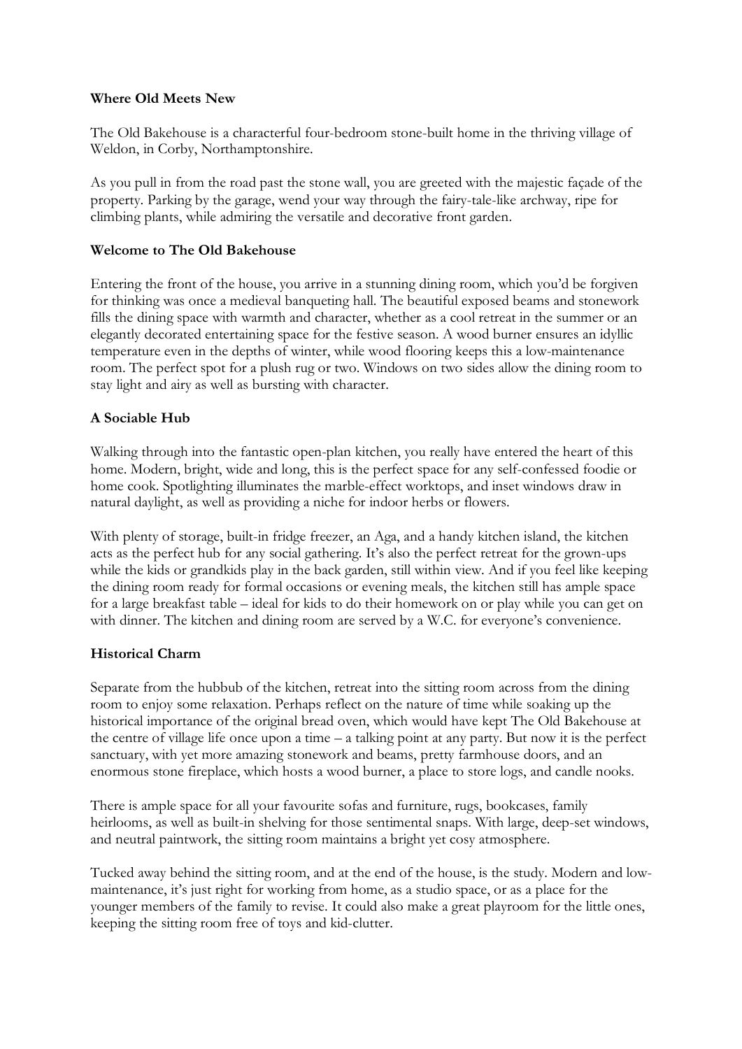**Where Old Meets New**

The Old Bakehouse is a characterful four-bedroom stone-built home in the thriving village of Weldon, in Corby, Northamptonshire.

As you pull in from the road past the stone wall, you are greeted with the majestic façade of the property. Parking by the garage, wend your way through the fairy-tale-like archway, ripe for climbing plants, while admiring the versatile and decorative front garden.

**Welcome to The Old Bakehouse**

Entering the front of the house, you arrive in a stunning dining room, which you'd be forgiven for thinking was once a medieval banqueting hall. The beautiful exposed beams and stonework fills the dining space with warmth and character, whether as a cool retreat in the summer or an elegantly decorated entertaining space for the festive season. A wood burner ensures an idyllic temperature even in the depths of winter, while wood flooring keeps this a low-maintenance room. The perfect spot for a plush rug or two. Windows on two sides allow the dining room to stay light and airy as well as bursting with character.

**A Sociable Hub**

Walking through into the fantastic open-plan kitchen, you really have entered the heart of this home. Modern, bright, wide and long, this is the perfect space for any self-confessed foodie or home cook. Spotlighting illuminates the marble-effect worktops, and inset windows draw in natural daylight, as well as providing a niche for indoor herbs or flowers.

With plenty of storage, built-in fridge freezer, an Aga, and a handy kitchen island, the kitchen acts as the perfect hub for any social gathering. It's also the perfect retreat for the grown-ups while the kids or grandkids play in the back garden, still within view. And if you feel like keeping the dining room ready for formal occasions or evening meals, the kitchen still has ample space for a large breakfast table – ideal for kids to do their homework on or play while you can get on with dinner. The kitchen and dining room are served by a W.C. for everyone's convenience.

**Historical Charm**

Separate from the hubbub of the kitchen, retreat into the sitting room across from the dining room to enjoy some relaxation. Perhaps reflect on the nature of time while soaking up the historical importance of the original bread oven, which would have kept The Old Bakehouse at the centre of village life once upon a time – a talking point at any party. But now it is the perfect sanctuary, with yet more amazing stonework and beams, pretty farmhouse doors, and an enormous stone fireplace, which hosts a wood burner, a place to store logs, and candle nooks.

There is ample space for all your favourite sofas and furniture, rugs, bookcases, family heirlooms, as well as built-in shelving for those sentimental snaps. With large, deep-set windows, and neutral paintwork, the sitting room maintains a bright yet cosy atmosphere.

Tucked away behind the sitting room, and at the end of the house, is the study. Modern and low-maintenance, it's just right for working from home, as a studio space, or as a place for the younger members of the family to revise. It could also make a great playroom for the little ones, keeping the sitting room free of toys and kid-clutter.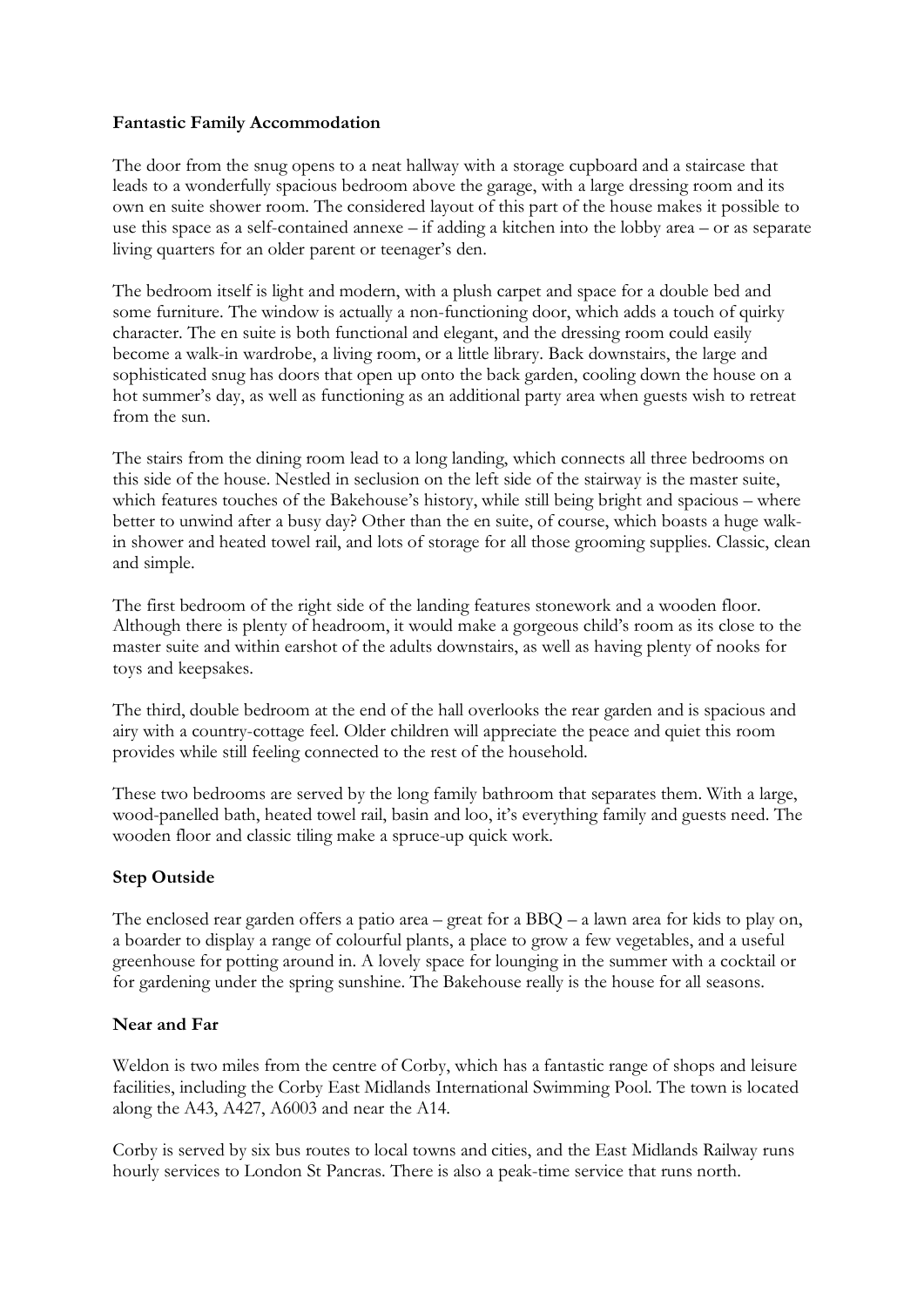**Fantastic Family Accommodation**

The door from the snug opens to a neat hallway with a storage cupboard and a staircase that leads to a wonderfully spacious bedroom above the garage, with a large dressing room and its own en suite shower room. The considered layout of this part of the house makes it possible to use this space as a self-contained annexe – if adding a kitchen into the lobby area – or as separate living quarters for an older parent or teenager's den.

The bedroom itself is light and modern, with a plush carpet and space for a double bed and some furniture. The window is actually a non-functioning door, which adds a touch of quirky character. The en suite is both functional and elegant, and the dressing room could easily become a walk-in wardrobe, a living room, or a little library. Back downstairs, the large and sophisticated snug has doors that open up onto the back garden, cooling down the house on a hot summer's day, as well as functioning as an additional party area when guests wish to retreat from the sun.

The stairs from the dining room lead to a long landing, which connects all three bedrooms on this side of the house. Nestled in seclusion on the left side of the stairway is the master suite, which features touches of the Bakehouse's history, while still being bright and spacious – where better to unwind after a busy day? Other than the en suite, of course, which boasts a huge walk-in shower and heated towel rail, and lots of storage for all those grooming supplies. Classic, clean and simple.

The first bedroom of the right side of the landing features stonework and a wooden floor. Although there is plenty of headroom, it would make a gorgeous child's room as its close to the master suite and within earshot of the adults downstairs, as well as having plenty of nooks for toys and keepsakes.

The third, double bedroom at the end of the hall overlooks the rear garden and is spacious and airy with a country-cottage feel. Older children will appreciate the peace and quiet this room provides while still feeling connected to the rest of the household.

These two bedrooms are served by the long family bathroom that separates them. With a large, wood-panelled bath, heated towel rail, basin and loo, it's everything family and guests need. The wooden floor and classic tiling make a spruce-up quick work.

**Step Outside**

The enclosed rear garden offers a patio area – great for a BBQ – a lawn area for kids to play on, a boarder to display a range of colourful plants, a place to grow a few vegetables, and a useful greenhouse for potting around in. A lovely space for lounging in the summer with a cocktail or for gardening under the spring sunshine. The Bakehouse really is the house for all seasons.

**Near and Far**

Weldon is two miles from the centre of Corby, which has a fantastic range of shops and leisure facilities, including the Corby East Midlands International Swimming Pool. The town is located along the A43, A427, A6003 and near the A14.

Corby is served by six bus routes to local towns and cities, and the East Midlands Railway runs hourly services to London St Pancras. There is also a peak-time service that runs north.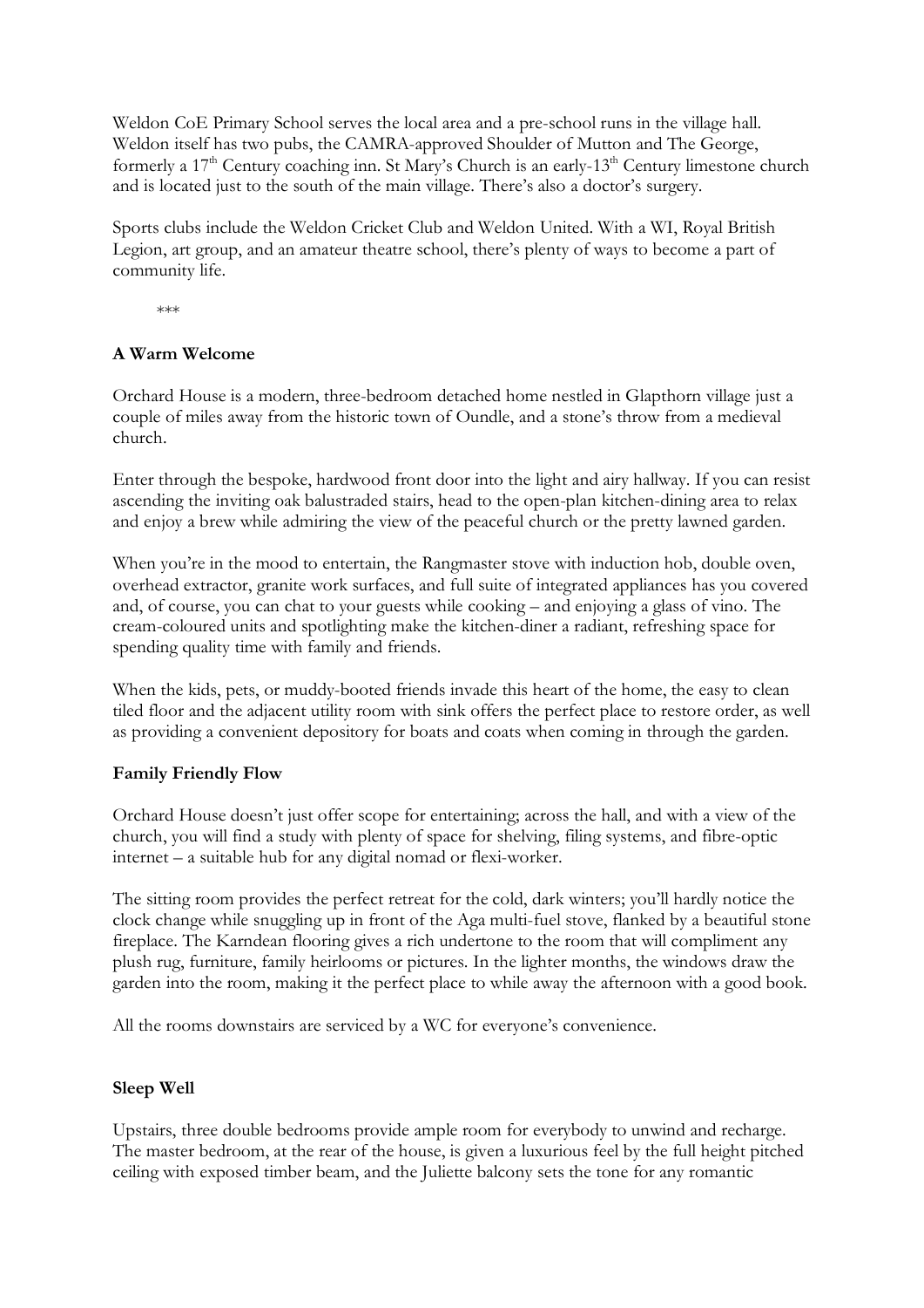Weldon CoE Primary School serves the local area and a pre-school runs in the village hall. Weldon itself has two pubs, the CAMRA-approved Shoulder of Mutton and The George, formerly a 17th Century coaching inn. St Mary's Church is an early-13th Century limestone church and is located just to the south of the main village. There's also a doctor's surgery.

Sports clubs include the Weldon Cricket Club and Weldon United. With a WI, Royal British Legion, art group, and an amateur theatre school, there's plenty of ways to become a part of community life.

***

**A Warm Welcome**

Orchard House is a modern, three-bedroom detached home nestled in Glapthorn village just a couple of miles away from the historic town of Oundle, and a stone's throw from a medieval church.

Enter through the bespoke, hardwood front door into the light and airy hallway. If you can resist ascending the inviting oak balustraded stairs, head to the open-plan kitchen-dining area to relax and enjoy a brew while admiring the view of the peaceful church or the pretty lawned garden.

When you're in the mood to entertain, the Rangmaster stove with induction hob, double oven, overhead extractor, granite work surfaces, and full suite of integrated appliances has you covered and, of course, you can chat to your guests while cooking – and enjoying a glass of vino. The cream-coloured units and spotlighting make the kitchen-diner a radiant, refreshing space for spending quality time with family and friends.

When the kids, pets, or muddy-booted friends invade this heart of the home, the easy to clean tiled floor and the adjacent utility room with sink offers the perfect place to restore order, as well as providing a convenient depository for boats and coats when coming in through the garden.

**Family Friendly Flow**

Orchard House doesn't just offer scope for entertaining; across the hall, and with a view of the church, you will find a study with plenty of space for shelving, filing systems, and fibre-optic internet – a suitable hub for any digital nomad or flexi-worker.

The sitting room provides the perfect retreat for the cold, dark winters; you'll hardly notice the clock change while snuggling up in front of the Aga multi-fuel stove, flanked by a beautiful stone fireplace. The Karndean flooring gives a rich undertone to the room that will compliment any plush rug, furniture, family heirlooms or pictures. In the lighter months, the windows draw the garden into the room, making it the perfect place to while away the afternoon with a good book.

All the rooms downstairs are serviced by a WC for everyone's convenience.

**Sleep Well**

Upstairs, three double bedrooms provide ample room for everybody to unwind and recharge. The master bedroom, at the rear of the house, is given a luxurious feel by the full height pitched ceiling with exposed timber beam, and the Juliette balcony sets the tone for any romantic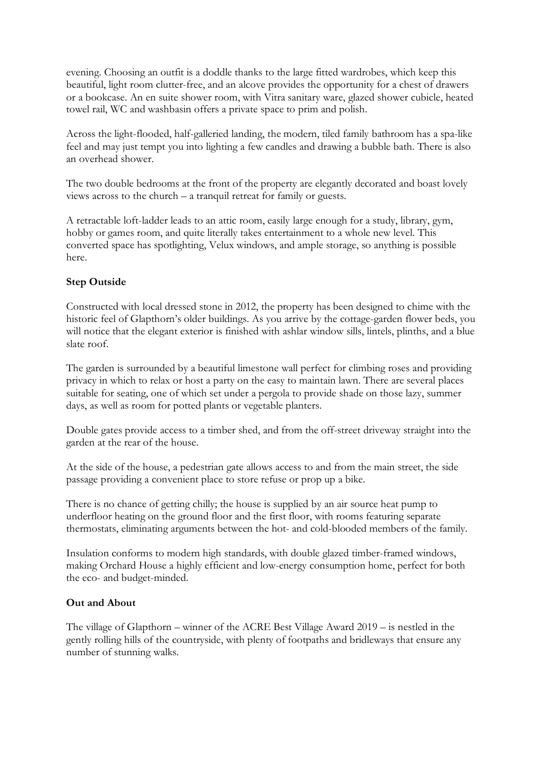evening. Choosing an outfit is a doddle thanks to the large fitted wardrobes, which keep this beautiful, light room clutter-free, and an alcove provides the opportunity for a chest of drawers or a bookcase. An en suite shower room, with Vitra sanitary ware, glazed shower cubicle, heated towel rail, WC and washbasin offers a private space to prim and polish.

Across the light-flooded, half-galleried landing, the modern, tiled family bathroom has a spa-like feel and may just tempt you into lighting a few candles and drawing a bubble bath. There is also an overhead shower.

The two double bedrooms at the front of the property are elegantly decorated and boast lovely views across to the church – a tranquil retreat for family or guests.

A retractable loft-ladder leads to an attic room, easily large enough for a study, library, gym, hobby or games room, and quite literally takes entertainment to a whole new level. This converted space has spotlighting, Velux windows, and ample storage, so anything is possible here.

**Step Outside**

Constructed with local dressed stone in 2012, the property has been designed to chime with the historic feel of Glapthorn's older buildings. As you arrive by the cottage-garden flower beds, you will notice that the elegant exterior is finished with ashlar window sills, lintels, plinths, and a blue slate roof.

The garden is surrounded by a beautiful limestone wall perfect for climbing roses and providing privacy in which to relax or host a party on the easy to maintain lawn. There are several places suitable for seating, one of which set under a pergola to provide shade on those lazy, summer days, as well as room for potted plants or vegetable planters.

Double gates provide access to a timber shed, and from the off-street driveway straight into the garden at the rear of the house.

At the side of the house, a pedestrian gate allows access to and from the main street, the side passage providing a convenient place to store refuse or prop up a bike.

There is no chance of getting chilly; the house is supplied by an air source heat pump to underfloor heating on the ground floor and the first floor, with rooms featuring separate thermostats, eliminating arguments between the hot- and cold-blooded members of the family.

Insulation conforms to modern high standards, with double glazed timber-framed windows, making Orchard House a highly efficient and low-energy consumption home, perfect for both the eco- and budget-minded.

**Out and About**

The village of Glapthorn – winner of the ACRE Best Village Award 2019 – is nestled in the gently rolling hills of the countryside, with plenty of footpaths and bridleways that ensure any number of stunning walks.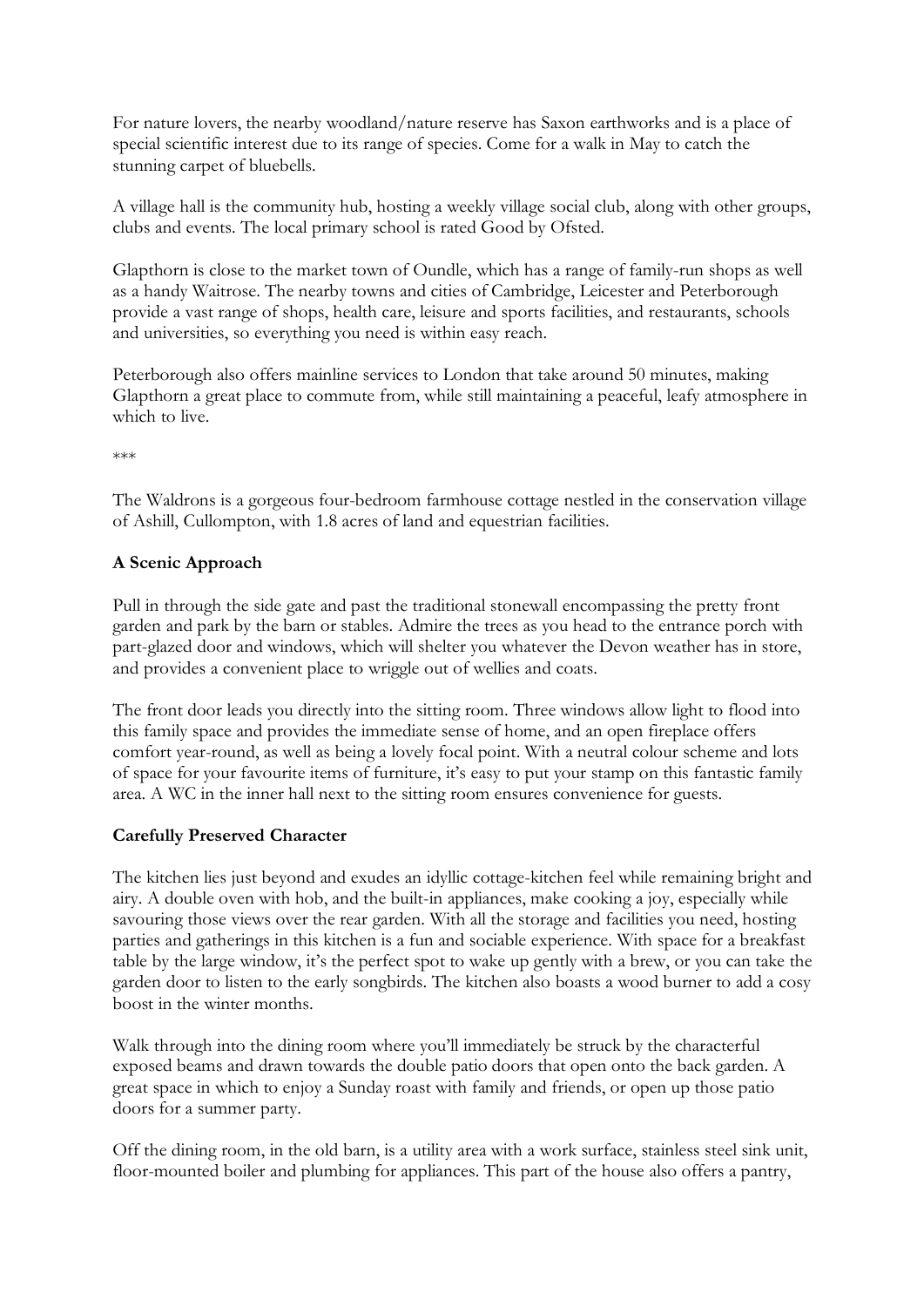For nature lovers, the nearby woodland/nature reserve has Saxon earthworks and is a place of special scientific interest due to its range of species. Come for a walk in May to catch the stunning carpet of bluebells.

A village hall is the community hub, hosting a weekly village social club, along with other groups, clubs and events. The local primary school is rated Good by Ofsted.

Glapthorn is close to the market town of Oundle, which has a range of family-run shops as well as a handy Waitrose. The nearby towns and cities of Cambridge, Leicester and Peterborough provide a vast range of shops, health care, leisure and sports facilities, and restaurants, schools and universities, so everything you need is within easy reach.

Peterborough also offers mainline services to London that take around 50 minutes, making Glapthorn a great place to commute from, while still maintaining a peaceful, leafy atmosphere in which to live.

***

The Waldrons is a gorgeous four-bedroom farmhouse cottage nestled in the conservation village of Ashill, Cullompton, with 1.8 acres of land and equestrian facilities.

**A Scenic Approach**

Pull in through the side gate and past the traditional stonewall encompassing the pretty front garden and park by the barn or stables. Admire the trees as you head to the entrance porch with part-glazed door and windows, which will shelter you whatever the Devon weather has in store, and provides a convenient place to wriggle out of wellies and coats.

The front door leads you directly into the sitting room. Three windows allow light to flood into this family space and provides the immediate sense of home, and an open fireplace offers comfort year-round, as well as being a lovely focal point. With a neutral colour scheme and lots of space for your favourite items of furniture, it's easy to put your stamp on this fantastic family area. A WC in the inner hall next to the sitting room ensures convenience for guests.

**Carefully Preserved Character**

The kitchen lies just beyond and exudes an idyllic cottage-kitchen feel while remaining bright and airy. A double oven with hob, and the built-in appliances, make cooking a joy, especially while savouring those views over the rear garden. With all the storage and facilities you need, hosting parties and gatherings in this kitchen is a fun and sociable experience. With space for a breakfast table by the large window, it's the perfect spot to wake up gently with a brew, or you can take the garden door to listen to the early songbirds. The kitchen also boasts a wood burner to add a cosy boost in the winter months.

Walk through into the dining room where you'll immediately be struck by the characterful exposed beams and drawn towards the double patio doors that open onto the back garden. A great space in which to enjoy a Sunday roast with family and friends, or open up those patio doors for a summer party.

Off the dining room, in the old barn, is a utility area with a work surface, stainless steel sink unit, floor-mounted boiler and plumbing for appliances. This part of the house also offers a pantry,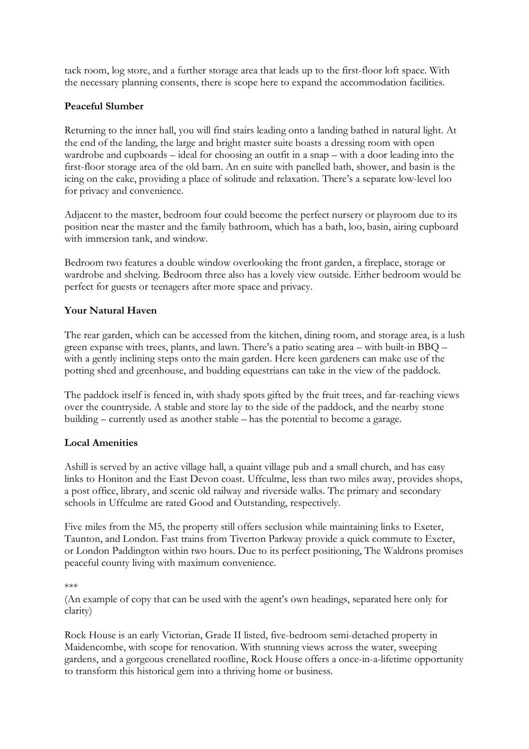tack room, log store, and a further storage area that leads up to the first-floor loft space. With the necessary planning consents, there is scope here to expand the accommodation facilities.

**Peaceful Slumber**

Returning to the inner hall, you will find stairs leading onto a landing bathed in natural light. At the end of the landing, the large and bright master suite boasts a dressing room with open wardrobe and cupboards – ideal for choosing an outfit in a snap – with a door leading into the first-floor storage area of the old barn. An en suite with panelled bath, shower, and basin is the icing on the cake, providing a place of solitude and relaxation. There's a separate low-level loo for privacy and convenience.

Adjacent to the master, bedroom four could become the perfect nursery or playroom due to its position near the master and the family bathroom, which has a bath, loo, basin, airing cupboard with immersion tank, and window.

Bedroom two features a double window overlooking the front garden, a fireplace, storage or wardrobe and shelving. Bedroom three also has a lovely view outside. Either bedroom would be perfect for guests or teenagers after more space and privacy.

**Your Natural Haven**

The rear garden, which can be accessed from the kitchen, dining room, and storage area, is a lush green expanse with trees, plants, and lawn. There's a patio seating area – with built-in BBQ – with a gently inclining steps onto the main garden. Here keen gardeners can make use of the potting shed and greenhouse, and budding equestrians can take in the view of the paddock.

The paddock itself is fenced in, with shady spots gifted by the fruit trees, and far-reaching views over the countryside. A stable and store lay to the side of the paddock, and the nearby stone building – currently used as another stable – has the potential to become a garage.

**Local Amenities**

Ashill is served by an active village hall, a quaint village pub and a small church, and has easy links to Honiton and the East Devon coast. Uffculme, less than two miles away, provides shops, a post office, library, and scenic old railway and riverside walks. The primary and secondary schools in Uffculme are rated Good and Outstanding, respectively.

Five miles from the M5, the property still offers seclusion while maintaining links to Exeter, Taunton, and London. Fast trains from Tiverton Parkway provide a quick commute to Exeter, or London Paddington within two hours. Due to its perfect positioning, The Waldrons promises peaceful county living with maximum convenience.

\*\*\*

(An example of copy that can be used with the agent's own headings, separated here only for clarity)

Rock House is an early Victorian, Grade II listed, five-bedroom semi-detached property in Maidencombe, with scope for renovation. With stunning views across the water, sweeping gardens, and a gorgeous crenellated roofline, Rock House offers a once-in-a-lifetime opportunity to transform this historical gem into a thriving home or business.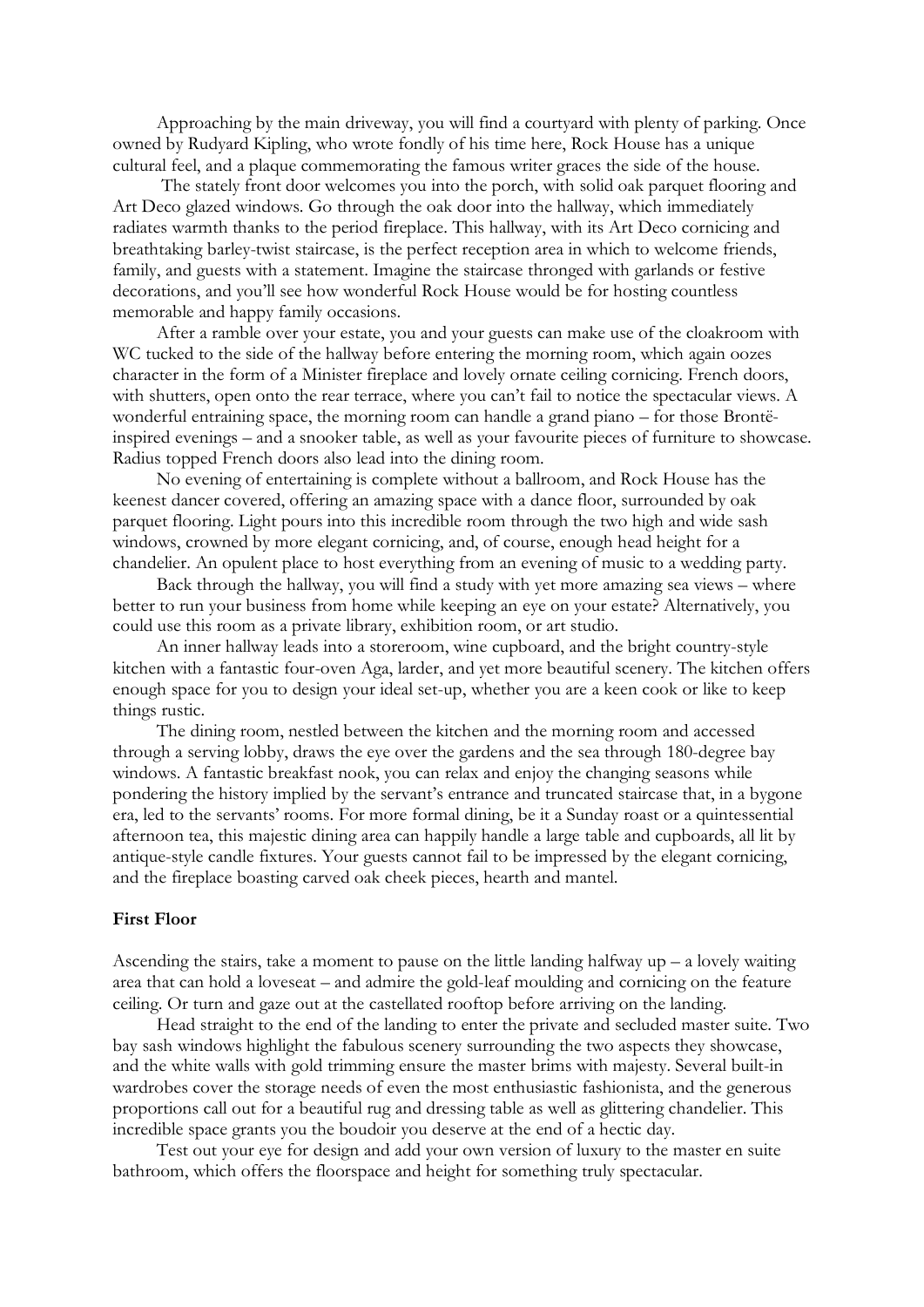Approaching by the main driveway, you will find a courtyard with plenty of parking. Once owned by Rudyard Kipling, who wrote fondly of his time here, Rock House has a unique cultural feel, and a plaque commemorating the famous writer graces the side of the house.

The stately front door welcomes you into the porch, with solid oak parquet flooring and Art Deco glazed windows. Go through the oak door into the hallway, which immediately radiates warmth thanks to the period fireplace. This hallway, with its Art Deco cornicing and breathtaking barley-twist staircase, is the perfect reception area in which to welcome friends, family, and guests with a statement. Imagine the staircase thronged with garlands or festive decorations, and you'll see how wonderful Rock House would be for hosting countless memorable and happy family occasions.

After a ramble over your estate, you and your guests can make use of the cloakroom with WC tucked to the side of the hallway before entering the morning room, which again oozes character in the form of a Minister fireplace and lovely ornate ceiling cornicing. French doors, with shutters, open onto the rear terrace, where you can't fail to notice the spectacular views. A wonderful entraining space, the morning room can handle a grand piano – for those Brontë-inspired evenings – and a snooker table, as well as your favourite pieces of furniture to showcase. Radius topped French doors also lead into the dining room.

No evening of entertaining is complete without a ballroom, and Rock House has the keenest dancer covered, offering an amazing space with a dance floor, surrounded by oak parquet flooring. Light pours into this incredible room through the two high and wide sash windows, crowned by more elegant cornicing, and, of course, enough head height for a chandelier. An opulent place to host everything from an evening of music to a wedding party.

Back through the hallway, you will find a study with yet more amazing sea views – where better to run your business from home while keeping an eye on your estate? Alternatively, you could use this room as a private library, exhibition room, or art studio.

An inner hallway leads into a storeroom, wine cupboard, and the bright country-style kitchen with a fantastic four-oven Aga, larder, and yet more beautiful scenery. The kitchen offers enough space for you to design your ideal set-up, whether you are a keen cook or like to keep things rustic.

The dining room, nestled between the kitchen and the morning room and accessed through a serving lobby, draws the eye over the gardens and the sea through 180-degree bay windows. A fantastic breakfast nook, you can relax and enjoy the changing seasons while pondering the history implied by the servant's entrance and truncated staircase that, in a bygone era, led to the servants' rooms. For more formal dining, be it a Sunday roast or a quintessential afternoon tea, this majestic dining area can happily handle a large table and cupboards, all lit by antique-style candle fixtures. Your guests cannot fail to be impressed by the elegant cornicing, and the fireplace boasting carved oak cheek pieces, hearth and mantel.

**First Floor**

Ascending the stairs, take a moment to pause on the little landing halfway up – a lovely waiting area that can hold a loveseat – and admire the gold-leaf moulding and cornicing on the feature ceiling. Or turn and gaze out at the castellated rooftop before arriving on the landing.

Head straight to the end of the landing to enter the private and secluded master suite. Two bay sash windows highlight the fabulous scenery surrounding the two aspects they showcase, and the white walls with gold trimming ensure the master brims with majesty. Several built-in wardrobes cover the storage needs of even the most enthusiastic fashionista, and the generous proportions call out for a beautiful rug and dressing table as well as glittering chandelier. This incredible space grants you the boudoir you deserve at the end of a hectic day.

Test out your eye for design and add your own version of luxury to the master en suite bathroom, which offers the floorspace and height for something truly spectacular.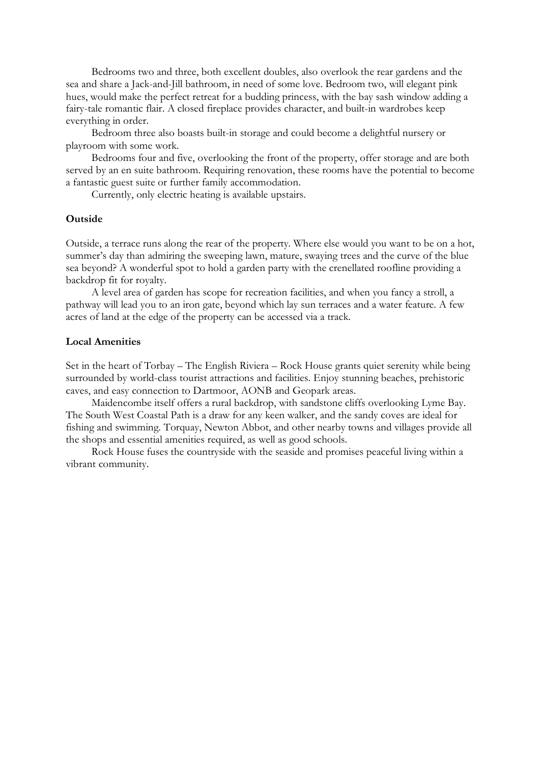Bedrooms two and three, both excellent doubles, also overlook the rear gardens and the sea and share a Jack-and-Jill bathroom, in need of some love. Bedroom two, will elegant pink hues, would make the perfect retreat for a budding princess, with the bay sash window adding a fairy-tale romantic flair. A closed fireplace provides character, and built-in wardrobes keep everything in order.

Bedroom three also boasts built-in storage and could become a delightful nursery or playroom with some work.

Bedrooms four and five, overlooking the front of the property, offer storage and are both served by an en suite bathroom. Requiring renovation, these rooms have the potential to become a fantastic guest suite or further family accommodation.

Currently, only electric heating is available upstairs.

**Outside**

Outside, a terrace runs along the rear of the property. Where else would you want to be on a hot, summer's day than admiring the sweeping lawn, mature, swaying trees and the curve of the blue sea beyond? A wonderful spot to hold a garden party with the crenellated roofline providing a backdrop fit for royalty.

A level area of garden has scope for recreation facilities, and when you fancy a stroll, a pathway will lead you to an iron gate, beyond which lay sun terraces and a water feature. A few acres of land at the edge of the property can be accessed via a track.

**Local Amenities**

Set in the heart of Torbay – The English Riviera – Rock House grants quiet serenity while being surrounded by world-class tourist attractions and facilities. Enjoy stunning beaches, prehistoric caves, and easy connection to Dartmoor, AONB and Geopark areas.

Maidencombe itself offers a rural backdrop, with sandstone cliffs overlooking Lyme Bay. The South West Coastal Path is a draw for any keen walker, and the sandy coves are ideal for fishing and swimming. Torquay, Newton Abbot, and other nearby towns and villages provide all the shops and essential amenities required, as well as good schools.

Rock House fuses the countryside with the seaside and promises peaceful living within a vibrant community.